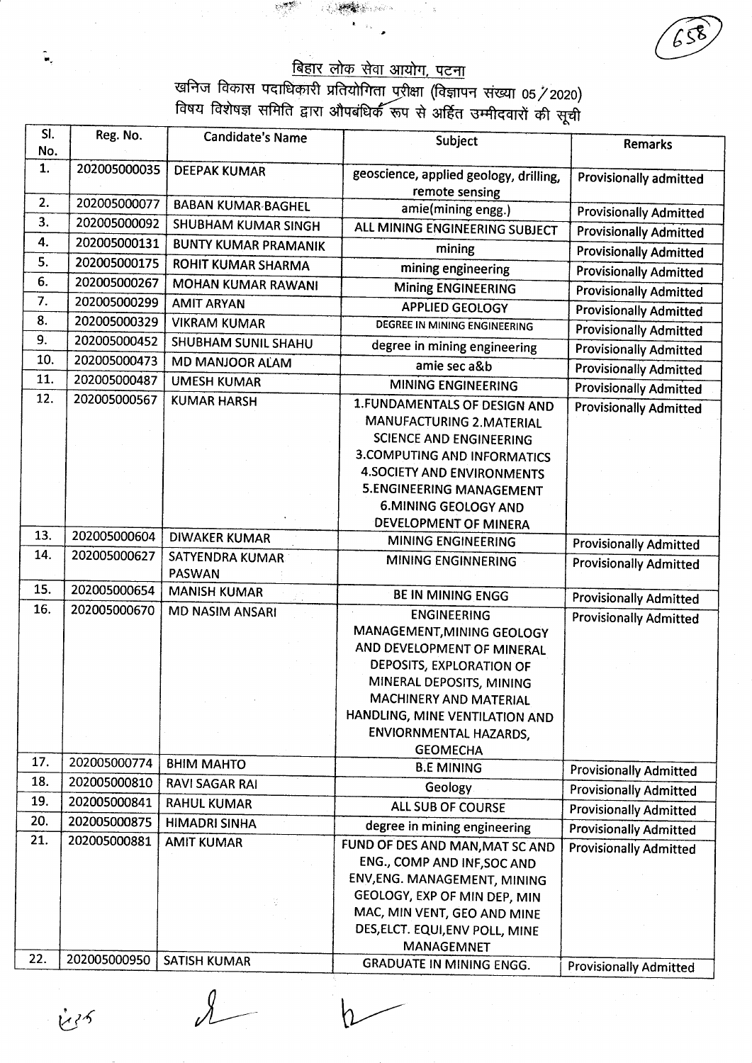# बिहार लोक सेवा आयोग, पटना

## खनिज विकास पदाधिकारी प्रतियोगिता परीक्षा (विज्ञापन संख्या 05/2020)

### विषय विशेषज्ञ समिति द्वारा औपबंधिक रूप से अर्हित उम्मीदवारों की सूची

| Sl. No. | Reg. No. | Candidate's Name | Subject | Remarks |
|---|---|---|---|---|
| 1. | 202005000035 | DEEPAK KUMAR | geoscience, applied geology, drilling, remote sensing | Provisionally admitted |
| 2. | 202005000077 | BABAN KUMAR BAGHEL | amie(mining engg.) | Provisionally Admitted |
| 3. | 202005000092 | SHUBHAM KUMAR SINGH | ALL MINING ENGINEERING SUBJECT | Provisionally Admitted |
| 4. | 202005000131 | BUNTY KUMAR PRAMANIK | mining | Provisionally Admitted |
| 5. | 202005000175 | ROHIT KUMAR SHARMA | mining engineering | Provisionally Admitted |
| 6. | 202005000267 | MOHAN KUMAR RAWANI | Mining ENGINEERING | Provisionally Admitted |
| 7. | 202005000299 | AMIT ARYAN | APPLIED GEOLOGY | Provisionally Admitted |
| 8. | 202005000329 | VIKRAM KUMAR | DEGREE IN MINING ENGINEERING | Provisionally Admitted |
| 9. | 202005000452 | SHUBHAM SUNIL SHAHU | degree in mining engineering | Provisionally Admitted |
| 10. | 202005000473 | MD MANJOOR ALAM | amie sec a&b | Provisionally Admitted |
| 11. | 202005000487 | UMESH KUMAR | MINING ENGINEERING | Provisionally Admitted |
| 12. | 202005000567 | KUMAR HARSH | 1.FUNDAMENTALS OF DESIGN AND MANUFACTURING 2.MATERIAL SCIENCE AND ENGINEERING 3.COMPUTING AND INFORMATICS 4.SOCIETY AND ENVIRONMENTS 5.ENGINEERING MANAGEMENT 6.MINING GEOLOGY AND DEVELOPMENT OF MINERA | Provisionally Admitted |
| 13. | 202005000604 | DIWAKER KUMAR | MINING ENGINEERING | Provisionally Admitted |
| 14. | 202005000627 | SATYENDRA KUMAR PASWAN | MINING ENGINNERING | Provisionally Admitted |
| 15. | 202005000654 | MANISH KUMAR | BE IN MINING ENGG | Provisionally Admitted |
| 16. | 202005000670 | MD NASIM ANSARI | ENGINEERING MANAGEMENT,MINING GEOLOGY AND DEVELOPMENT OF MINERAL DEPOSITS, EXPLORATION OF MINERAL DEPOSITS, MINING MACHINERY AND MATERIAL HANDLING, MINE VENTILATION AND ENVIORNMENTAL HAZARDS, GEOMECHA | Provisionally Admitted |
| 17. | 202005000774 | BHIM MAHTO | B.E MINING | Provisionally Admitted |
| 18. | 202005000810 | RAVI SAGAR RAI | Geology | Provisionally Admitted |
| 19. | 202005000841 | RAHUL KUMAR | ALL SUB OF COURSE | Provisionally Admitted |
| 20. | 202005000875 | HIMADRI SINHA | degree in mining engineering | Provisionally Admitted |
| 21. | 202005000881 | AMIT KUMAR | FUND OF DES AND MAN,MAT SC AND ENG., COMP AND INF,SOC AND ENV,ENG. MANAGEMENT, MINING GEOLOGY, EXP OF MIN DEP, MIN MAC, MIN VENT, GEO AND MINE DES,ELCT. EQUI,ENV POLL, MINE MANAGEMNET | Provisionally Admitted |
| 22. | 202005000950 | SATISH KUMAR | GRADUATE IN MINING ENGG. | Provisionally Admitted |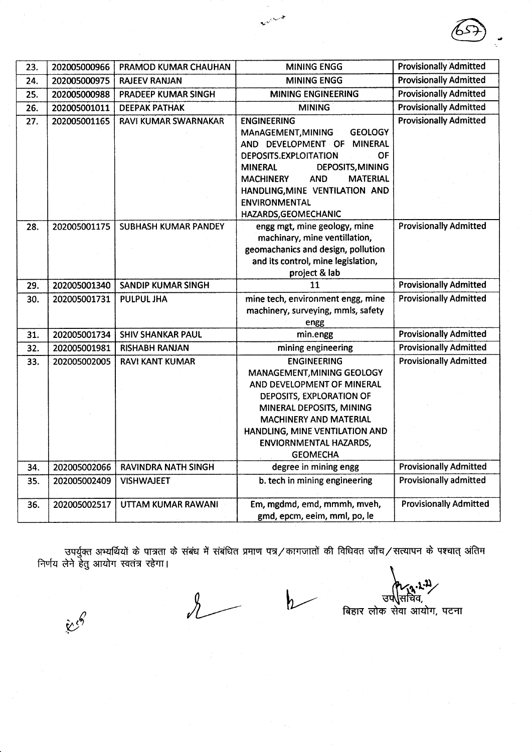| 23. | 202005000966 | PRAMOD KUMAR CHAUHAN | MINING ENGG | Provisionally Admitted |
|---|---|---|---|---|
| 24. | 202005000975 | RAJEEV RANJAN | MINING ENGG | Provisionally Admitted |
| 25. | 202005000988 | PRADEEP KUMAR SINGH | MINING ENGINEERING | Provisionally Admitted |
| 26. | 202005001011 | DEEPAK PATHAK | MINING | Provisionally Admitted |
| 27. | 202005001165 | RAVI KUMAR SWARNAKAR | ENGINEERING MAnAGEMENT,MINING GEOLOGY AND DEVELOPMENT OF MINERAL DEPOSITS.EXPLOITATION OF MINERAL DEPOSITS,MINING MACHINERY AND MATERIAL HANDLING,MINE VENTILATION AND ENVIRONMENTAL HAZARDS,GEOMECHANIC | Provisionally Admitted |
| 28. | 202005001175 | SUBHASH KUMAR PANDEY | engg mgt, mine geology, mine machinary, mine ventillation, geomachanics and design, pollution and its control, mine legislation, project & lab | Provisionally Admitted |
| 29. | 202005001340 | SANDIP KUMAR SINGH | 11 | Provisionally Admitted |
| 30. | 202005001731 | PULPUL JHA | mine tech, environment engg, mine machinery, surveying, mmls, safety engg | Provisionally Admitted |
| 31. | 202005001734 | SHIV SHANKAR PAUL | min.engg | Provisionally Admitted |
| 32. | 202005001981 | RISHABH RANJAN | mining engineering | Provisionally Admitted |
| 33. | 202005002005 | RAVI KANT KUMAR | ENGINEERING MANAGEMENT,MINING GEOLOGY AND DEVELOPMENT OF MINERAL DEPOSITS, EXPLORATION OF MINERAL DEPOSITS, MINING MACHINERY AND MATERIAL HANDLING, MINE VENTILATION AND ENVIORNMENTAL HAZARDS, GEOMECHA | Provisionally Admitted |
| 34. | 202005002066 | RAVINDRA NATH SINGH | degree in mining engg | Provisionally Admitted |
| 35. | 202005002409 | VISHWAJEET | b. tech in mining engineering | Provisionally admitted |
| 36. | 202005002517 | UTTAM KUMAR RAWANI | Em, mgdmd, emd, mmmh, mveh, gmd, epcm, eeim, mml, po, le | Provisionally Admitted |

उपर्युक्त अभ्यर्थियों के पात्रता के संबंध में संबंधित प्रमाण पत्र/कागजातों की विधिवत जाँच/सत्यापन के पश्चात् अंतिम निर्णय लेने हेतु आयोग स्वतंत्र रहेगा।

उप सचिव,
बिहार लोक सेवा आयोग, पटना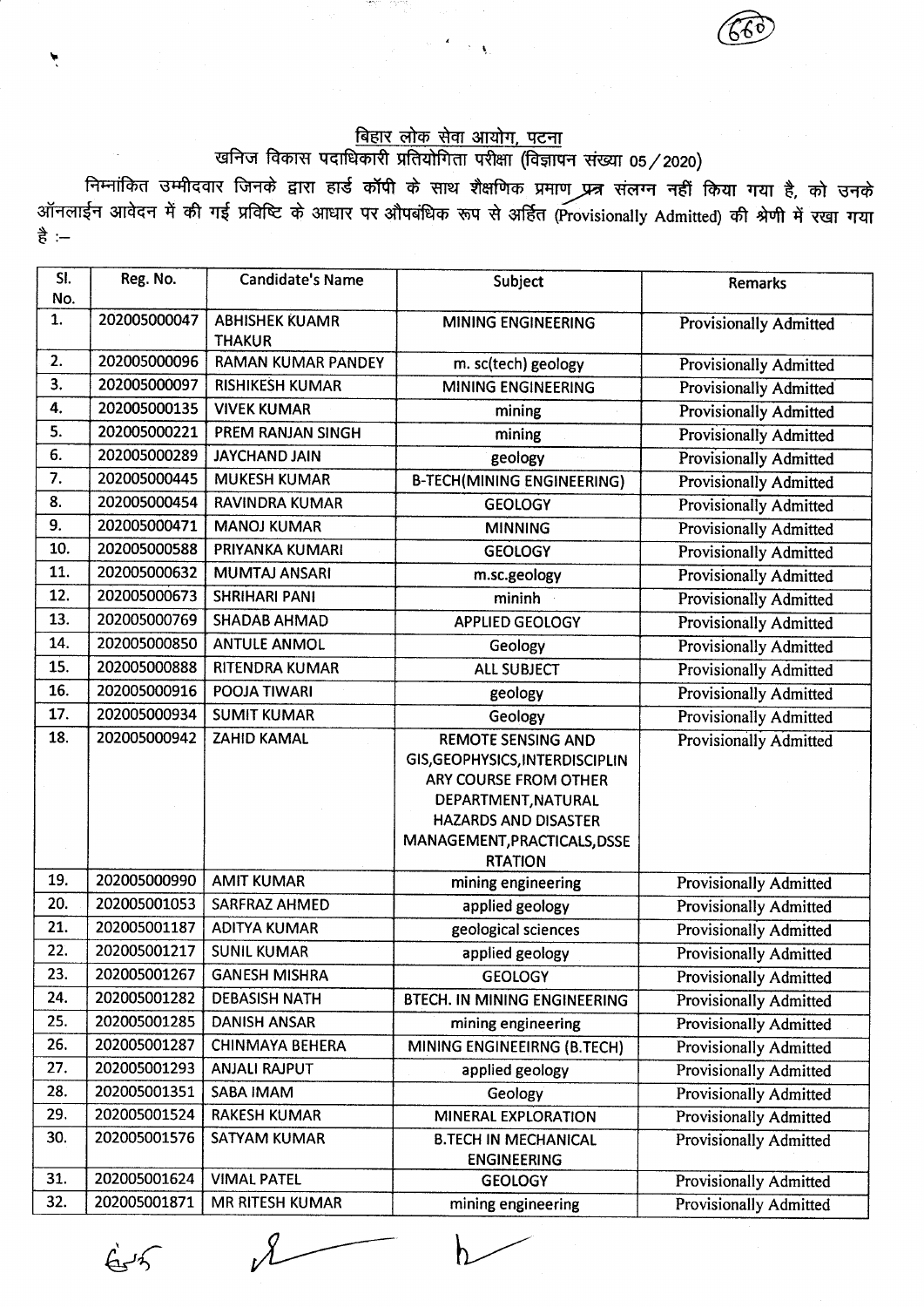## बिहार लोक सेवा आयोग, पटना

### खनिज विकास पदाधिकारी प्रतियोगिता परीक्षा (विज्ञापन संख्या 05 / 2020)

निम्नांकित उम्मीदवार जिनके द्वारा हार्ड कॉपी के साथ शैक्षणिक प्रमाण प्रत्र संलग्न नहीं किया गया है, को उनके ऑनलाईन आवेदन में की गई प्रविष्टि के आधार पर औपबंधिक रूप से अर्हित (Provisionally Admitted) की श्रेणी में रखा गया है :–

| Sl. No. | Reg. No. | Candidate's Name | Subject | Remarks |
|---|---|---|---|---|
| 1. | 202005000047 | ABHISHEK KUAMR THAKUR | MINING ENGINEERING | Provisionally Admitted |
| 2. | 202005000096 | RAMAN KUMAR PANDEY | m. sc(tech) geology | Provisionally Admitted |
| 3. | 202005000097 | RISHIKESH KUMAR | MINING ENGINEERING | Provisionally Admitted |
| 4. | 202005000135 | VIVEK KUMAR | mining | Provisionally Admitted |
| 5. | 202005000221 | PREM RANJAN SINGH | mining | Provisionally Admitted |
| 6. | 202005000289 | JAYCHAND JAIN | geology | Provisionally Admitted |
| 7. | 202005000445 | MUKESH KUMAR | B-TECH(MINING ENGINEERING) | Provisionally Admitted |
| 8. | 202005000454 | RAVINDRA KUMAR | GEOLOGY | Provisionally Admitted |
| 9. | 202005000471 | MANOJ KUMAR | MINNING | Provisionally Admitted |
| 10. | 202005000588 | PRIYANKA KUMARI | GEOLOGY | Provisionally Admitted |
| 11. | 202005000632 | MUMTAJ ANSARI | m.sc.geology | Provisionally Admitted |
| 12. | 202005000673 | SHRIHARI PANI | mininh | Provisionally Admitted |
| 13. | 202005000769 | SHADAB AHMAD | APPLIED GEOLOGY | Provisionally Admitted |
| 14. | 202005000850 | ANTULE ANMOL | Geology | Provisionally Admitted |
| 15. | 202005000888 | RITENDRA KUMAR | ALL SUBJECT | Provisionally Admitted |
| 16. | 202005000916 | POOJA TIWARI | geology | Provisionally Admitted |
| 17. | 202005000934 | SUMIT KUMAR | Geology | Provisionally Admitted |
| 18. | 202005000942 | ZAHID KAMAL | REMOTE SENSING AND GIS,GEOPHYSICS,INTERDISCIPLINARY COURSE FROM OTHER DEPARTMENT,NATURAL HAZARDS AND DISASTER MANAGEMENT,PRACTICALS,DSSERTATION | Provisionally Admitted |
| 19. | 202005000990 | AMIT KUMAR | mining engineering | Provisionally Admitted |
| 20. | 202005001053 | SARFRAZ AHMED | applied geology | Provisionally Admitted |
| 21. | 202005001187 | ADITYA KUMAR | geological sciences | Provisionally Admitted |
| 22. | 202005001217 | SUNIL KUMAR | applied geology | Provisionally Admitted |
| 23. | 202005001267 | GANESH MISHRA | GEOLOGY | Provisionally Admitted |
| 24. | 202005001282 | DEBASISH NATH | BTECH. IN MINING ENGINEERING | Provisionally Admitted |
| 25. | 202005001285 | DANISH ANSAR | mining engineering | Provisionally Admitted |
| 26. | 202005001287 | CHINMAYA BEHERA | MINING ENGINEEIRNG (B.TECH) | Provisionally Admitted |
| 27. | 202005001293 | ANJALI RAJPUT | applied geology | Provisionally Admitted |
| 28. | 202005001351 | SABA IMAM | Geology | Provisionally Admitted |
| 29. | 202005001524 | RAKESH KUMAR | MINERAL EXPLORATION | Provisionally Admitted |
| 30. | 202005001576 | SATYAM KUMAR | B.TECH IN MECHANICAL ENGINEERING | Provisionally Admitted |
| 31. | 202005001624 | VIMAL PATEL | GEOLOGY | Provisionally Admitted |
| 32. | 202005001871 | MR RITESH KUMAR | mining engineering | Provisionally Admitted |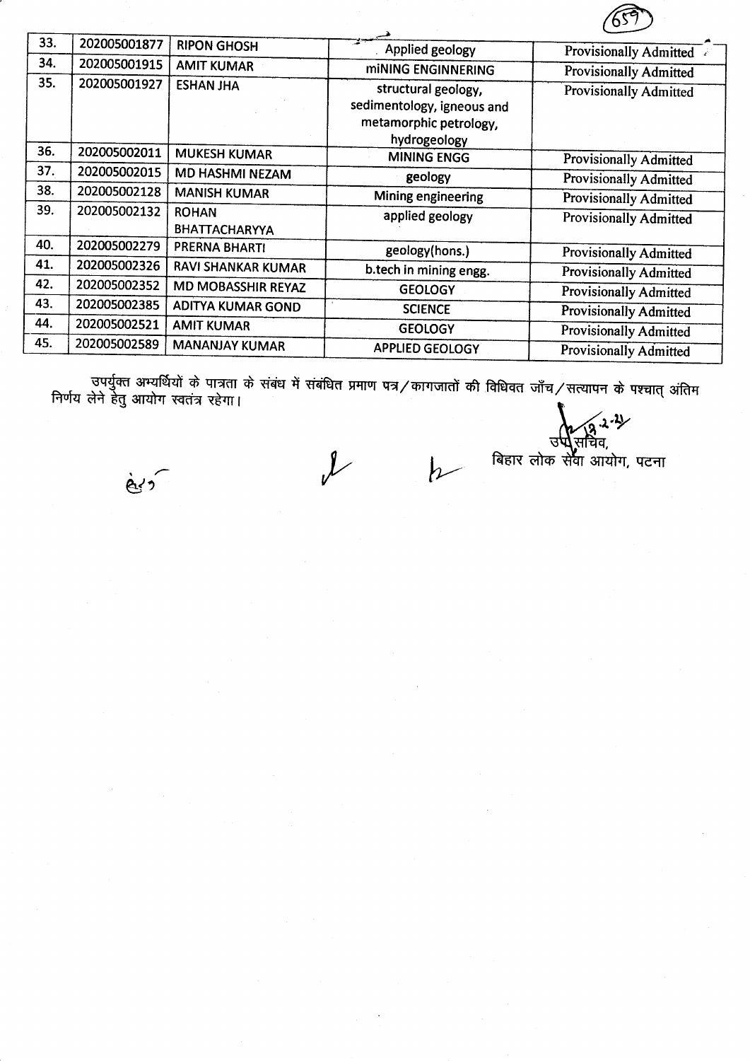| | | | | |
|---|---|---|---|---|
| 33. | 202005001877 | RIPON GHOSH | Applied geology | Provisionally Admitted |
| 34. | 202005001915 | AMIT KUMAR | miNING ENGINNERING | Provisionally Admitted |
| 35. | 202005001927 | ESHAN JHA | structural geology, sedimentology, igneous and metamorphic petrology, hydrogeology | Provisionally Admitted |
| 36. | 202005002011 | MUKESH KUMAR | MINING ENGG | Provisionally Admitted |
| 37. | 202005002015 | MD HASHMI NEZAM | geology | Provisionally Admitted |
| 38. | 202005002128 | MANISH KUMAR | Mining engineering | Provisionally Admitted |
| 39. | 202005002132 | ROHAN BHATTACHARYYA | applied geology | Provisionally Admitted |
| 40. | 202005002279 | PRERNA BHARTI | geology(hons.) | Provisionally Admitted |
| 41. | 202005002326 | RAVI SHANKAR KUMAR | b.tech in mining engg. | Provisionally Admitted |
| 42. | 202005002352 | MD MOBASSHIR REYAZ | GEOLOGY | Provisionally Admitted |
| 43. | 202005002385 | ADITYA KUMAR GOND | SCIENCE | Provisionally Admitted |
| 44. | 202005002521 | AMIT KUMAR | GEOLOGY | Provisionally Admitted |
| 45. | 202005002589 | MANANJAY KUMAR | APPLIED GEOLOGY | Provisionally Admitted |

उपर्युक्त अभ्यर्थियों के पात्रता के संबंध में संबंधित प्रमाण पत्र/कागजातों की विधिवत जाँच/सत्यापन के पश्चात् अंतिम निर्णय लेने हेतु आयोग स्वतंत्र रहेगा।

उप सचिव,
बिहार लोक सेवा आयोग, पटना